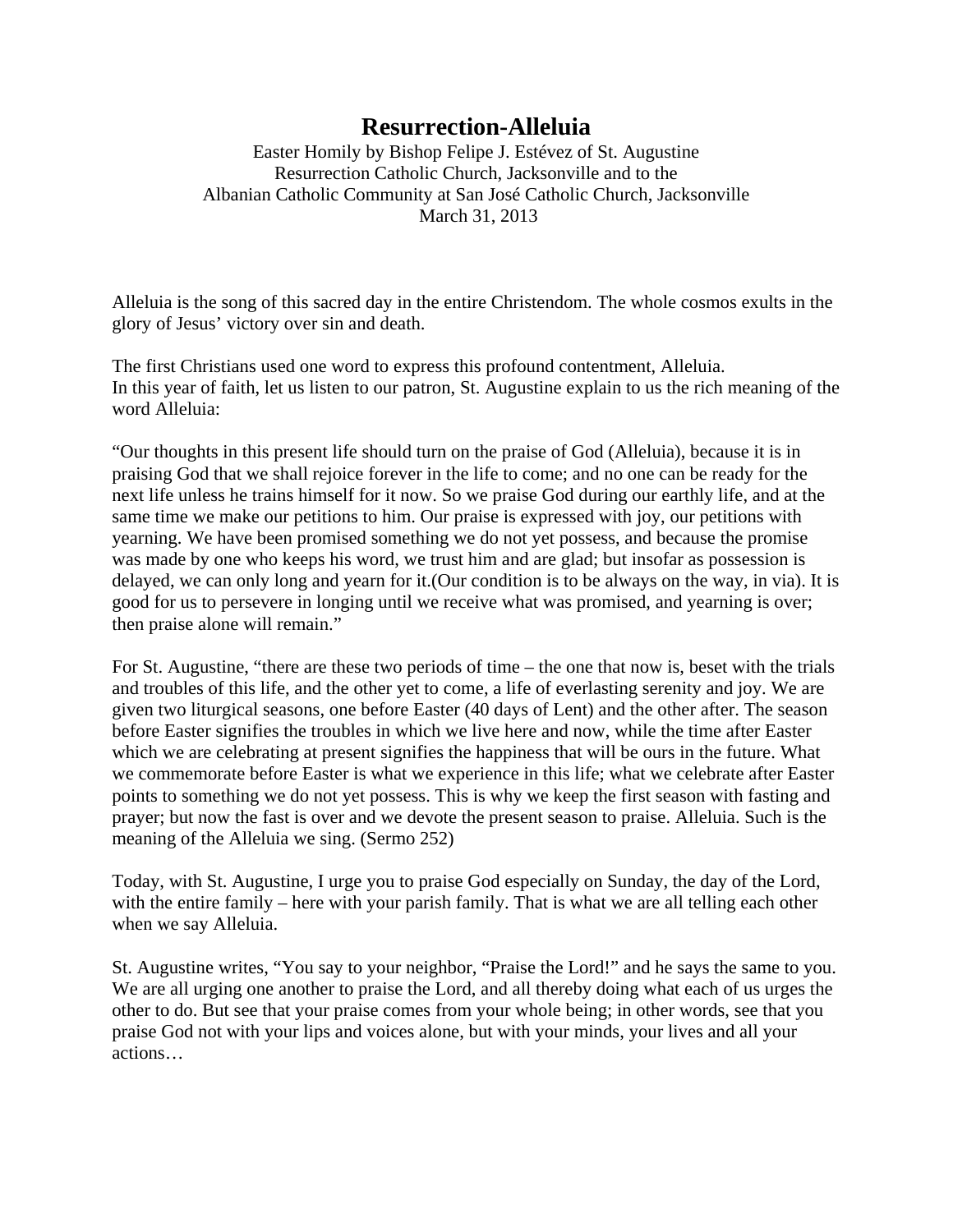# Resurrection-Alleluia

Easter Homily by Bishop Felipe J. Estévez of St. Augustine
Resurrection Catholic Church, Jacksonville and to the
Albanian Catholic Community at San José Catholic Church, Jacksonville
March 31, 2013

Alleluia is the song of this sacred day in the entire Christendom. The whole cosmos exults in the glory of Jesus' victory over sin and death.

The first Christians used one word to express this profound contentment, Alleluia.
In this year of faith, let us listen to our patron, St. Augustine explain to us the rich meaning of the word Alleluia:

"Our thoughts in this present life should turn on the praise of God (Alleluia), because it is in praising God that we shall rejoice forever in the life to come; and no one can be ready for the next life unless he trains himself for it now. So we praise God during our earthly life, and at the same time we make our petitions to him. Our praise is expressed with joy, our petitions with yearning. We have been promised something we do not yet possess, and because the promise was made by one who keeps his word, we trust him and are glad; but insofar as possession is delayed, we can only long and yearn for it.(Our condition is to be always on the way, in via). It is good for us to persevere in longing until we receive what was promised, and yearning is over; then praise alone will remain."

For St. Augustine, "there are these two periods of time – the one that now is, beset with the trials and troubles of this life, and the other yet to come, a life of everlasting serenity and joy. We are given two liturgical seasons, one before Easter (40 days of Lent) and the other after. The season before Easter signifies the troubles in which we live here and now, while the time after Easter which we are celebrating at present signifies the happiness that will be ours in the future. What we commemorate before Easter is what we experience in this life; what we celebrate after Easter points to something we do not yet possess. This is why we keep the first season with fasting and prayer; but now the fast is over and we devote the present season to praise. Alleluia. Such is the meaning of the Alleluia we sing. (Sermo 252)

Today, with St. Augustine, I urge you to praise God especially on Sunday, the day of the Lord, with the entire family – here with your parish family. That is what we are all telling each other when we say Alleluia.

St. Augustine writes, "You say to your neighbor, "Praise the Lord!" and he says the same to you. We are all urging one another to praise the Lord, and all thereby doing what each of us urges the other to do. But see that your praise comes from your whole being; in other words, see that you praise God not with your lips and voices alone, but with your minds, your lives and all your actions…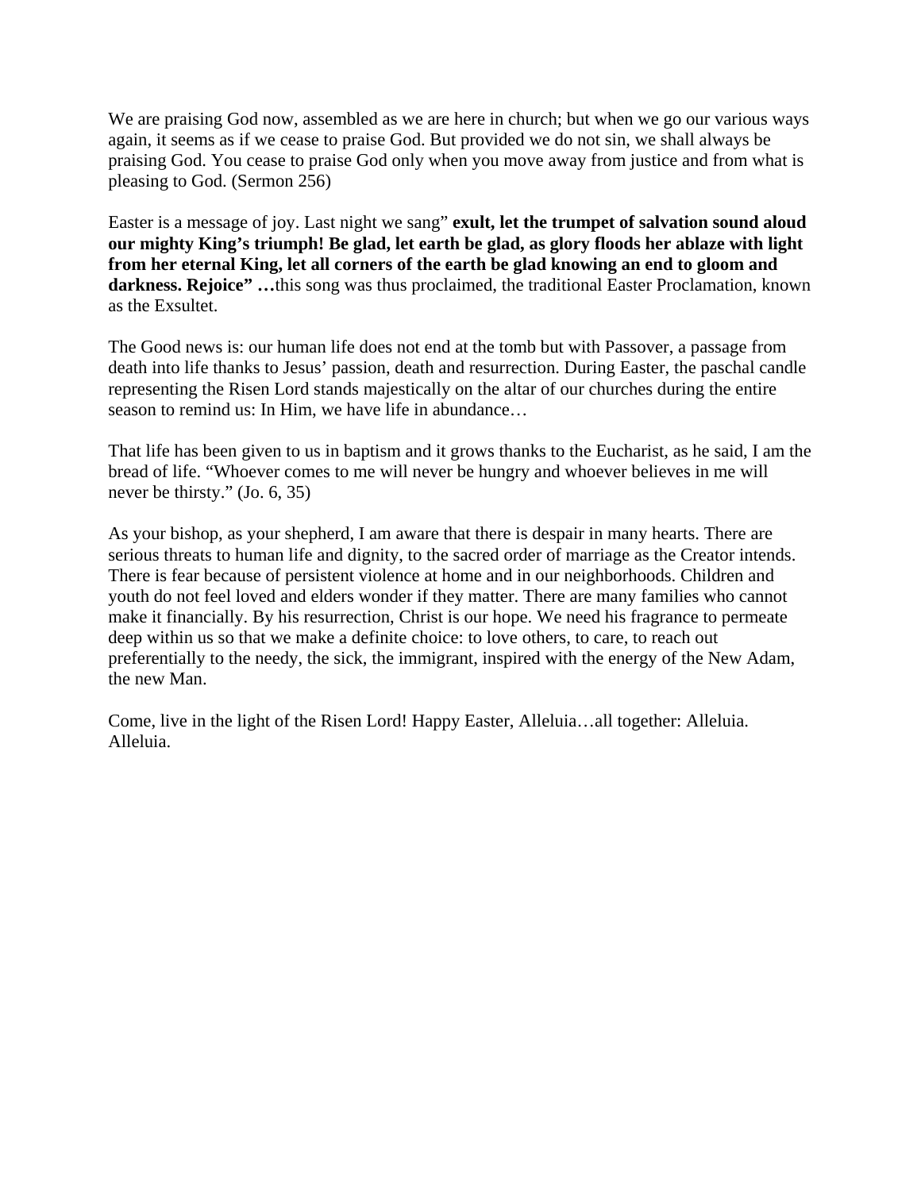We are praising God now, assembled as we are here in church; but when we go our various ways again, it seems as if we cease to praise God. But provided we do not sin, we shall always be praising God. You cease to praise God only when you move away from justice and from what is pleasing to God. (Sermon 256)

Easter is a message of joy. Last night we sang" **exult, let the trumpet of salvation sound aloud our mighty King's triumph! Be glad, let earth be glad, as glory floods her ablaze with light from her eternal King, let all corners of the earth be glad knowing an end to gloom and darkness. Rejoice" …**this song was thus proclaimed, the traditional Easter Proclamation, known as the Exsultet.

The Good news is: our human life does not end at the tomb but with Passover, a passage from death into life thanks to Jesus' passion, death and resurrection. During Easter, the paschal candle representing the Risen Lord stands majestically on the altar of our churches during the entire season to remind us: In Him, we have life in abundance…

That life has been given to us in baptism and it grows thanks to the Eucharist, as he said, I am the bread of life. "Whoever comes to me will never be hungry and whoever believes in me will never be thirsty." (Jo. 6, 35)

As your bishop, as your shepherd, I am aware that there is despair in many hearts. There are serious threats to human life and dignity, to the sacred order of marriage as the Creator intends. There is fear because of persistent violence at home and in our neighborhoods. Children and youth do not feel loved and elders wonder if they matter. There are many families who cannot make it financially. By his resurrection, Christ is our hope. We need his fragrance to permeate deep within us so that we make a definite choice: to love others, to care, to reach out preferentially to the needy, the sick, the immigrant, inspired with the energy of the New Adam, the new Man.

Come, live in the light of the Risen Lord! Happy Easter, Alleluia…all together: Alleluia. Alleluia.